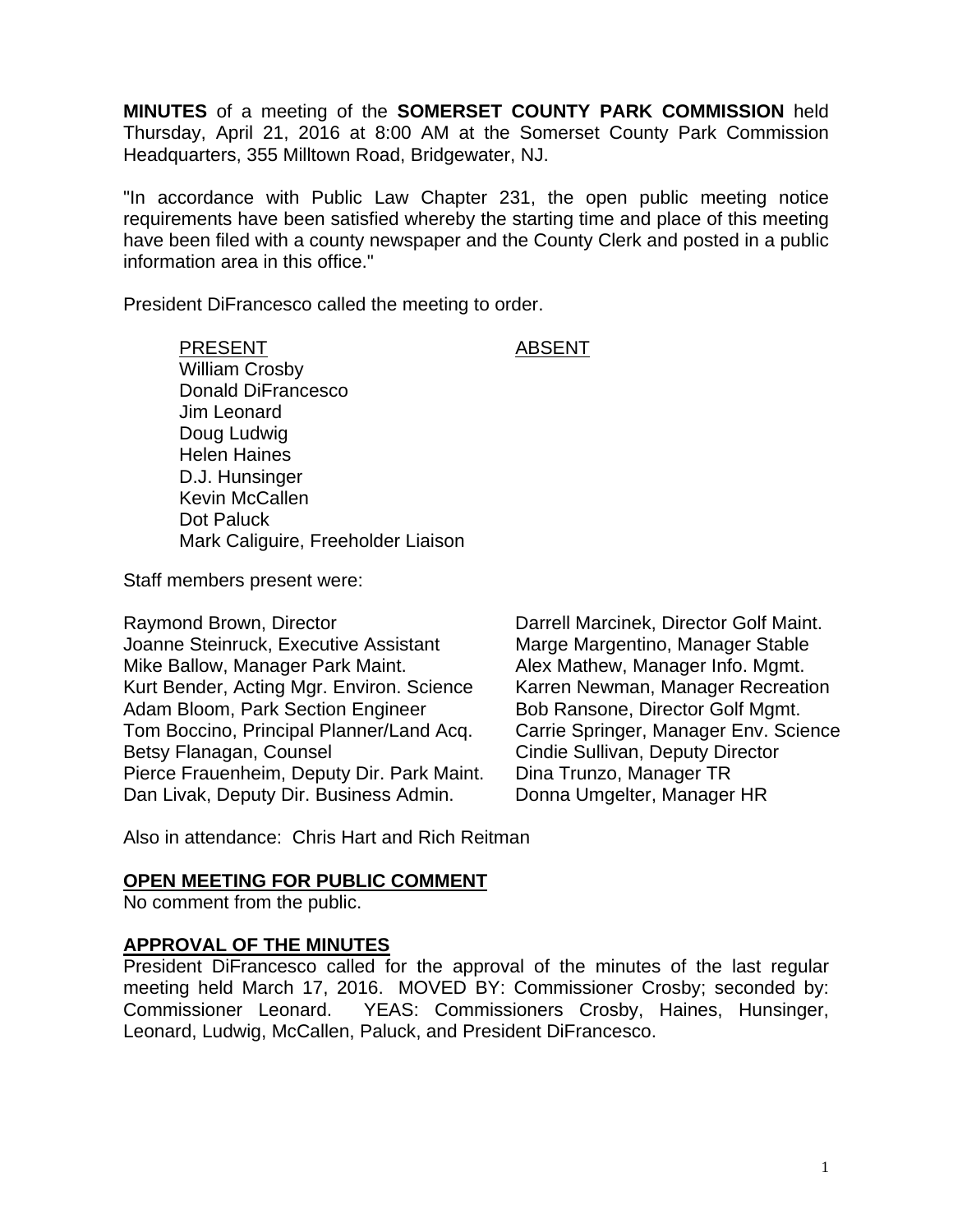**MINUTES** of a meeting of the **SOMERSET COUNTY PARK COMMISSION** held Thursday, April 21, 2016 at 8:00 AM at the Somerset County Park Commission Headquarters, 355 Milltown Road, Bridgewater, NJ.

"In accordance with Public Law Chapter 231, the open public meeting notice requirements have been satisfied whereby the starting time and place of this meeting have been filed with a county newspaper and the County Clerk and posted in a public information area in this office."

President DiFrancesco called the meeting to order.

| PRESENT | ABSENT |
|---|---|
| William Crosby | |
| Donald DiFrancesco | |
| Jim Leonard | |
| Doug Ludwig | |
| Helen Haines | |
| D.J. Hunsinger | |
| Kevin McCallen | |
| Dot Paluck | |
| Mark Caliguire, Freeholder Liaison | |

Staff members present were:

Raymond Brown, Director
Joanne Steinruck, Executive Assistant
Mike Ballow, Manager Park Maint.
Kurt Bender, Acting Mgr. Environ. Science
Adam Bloom, Park Section Engineer
Tom Boccino, Principal Planner/Land Acq.
Betsy Flanagan, Counsel
Pierce Frauenheim, Deputy Dir. Park Maint.
Dan Livak, Deputy Dir. Business Admin.
Darrell Marcinek, Director Golf Maint.
Marge Margentino, Manager Stable
Alex Mathew, Manager Info. Mgmt.
Karren Newman, Manager Recreation
Bob Ransone, Director Golf Mgmt.
Carrie Springer, Manager Env. Science
Cindie Sullivan, Deputy Director
Dina Trunzo, Manager TR
Donna Umgelter, Manager HR

Also in attendance: Chris Hart and Rich Reitman

## OPEN MEETING FOR PUBLIC COMMENT

No comment from the public.

## APPROVAL OF THE MINUTES

President DiFrancesco called for the approval of the minutes of the last regular meeting held March 17, 2016. MOVED BY: Commissioner Crosby; seconded by: Commissioner Leonard. YEAS: Commissioners Crosby, Haines, Hunsinger, Leonard, Ludwig, McCallen, Paluck, and President DiFrancesco.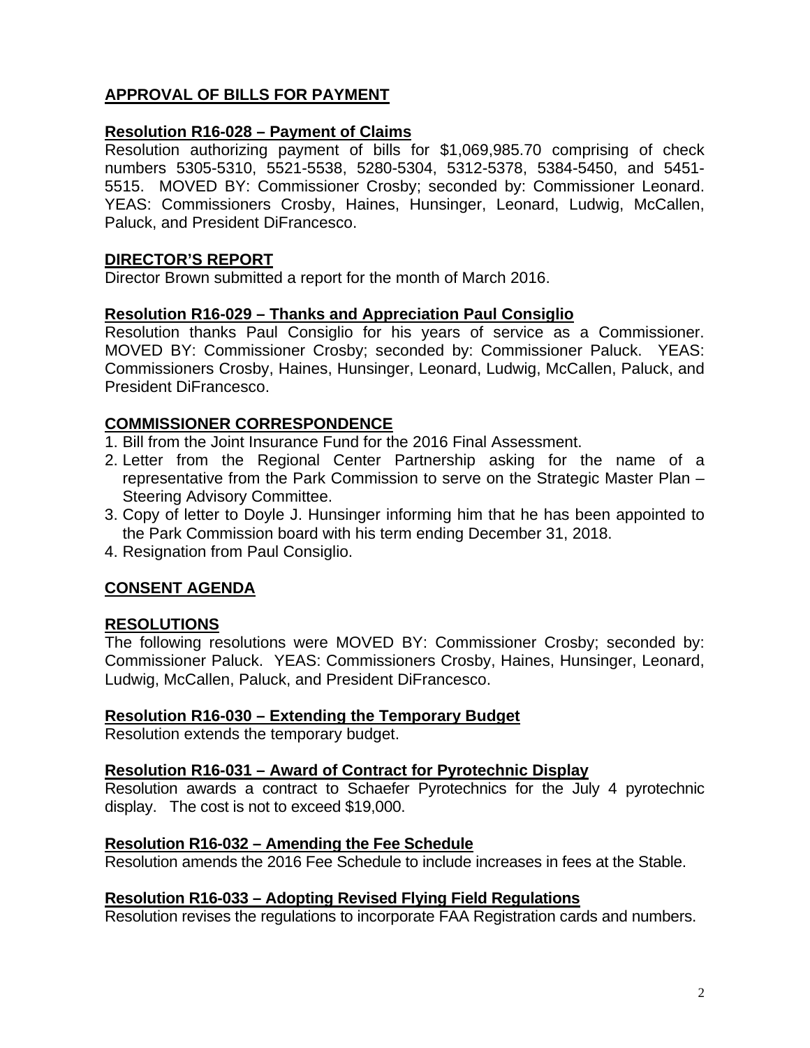## APPROVAL OF BILLS FOR PAYMENT

### Resolution R16-028 – Payment of Claims

Resolution authorizing payment of bills for $1,069,985.70 comprising of check numbers 5305-5310, 5521-5538, 5280-5304, 5312-5378, 5384-5450, and 5451-5515. MOVED BY: Commissioner Crosby; seconded by: Commissioner Leonard. YEAS: Commissioners Crosby, Haines, Hunsinger, Leonard, Ludwig, McCallen, Paluck, and President DiFrancesco.

## DIRECTOR'S REPORT

Director Brown submitted a report for the month of March 2016.

### Resolution R16-029 – Thanks and Appreciation Paul Consiglio

Resolution thanks Paul Consiglio for his years of service as a Commissioner. MOVED BY: Commissioner Crosby; seconded by: Commissioner Paluck. YEAS: Commissioners Crosby, Haines, Hunsinger, Leonard, Ludwig, McCallen, Paluck, and President DiFrancesco.

## COMMISSIONER CORRESPONDENCE

1. Bill from the Joint Insurance Fund for the 2016 Final Assessment.
2. Letter from the Regional Center Partnership asking for the name of a representative from the Park Commission to serve on the Strategic Master Plan – Steering Advisory Committee.
3. Copy of letter to Doyle J. Hunsinger informing him that he has been appointed to the Park Commission board with his term ending December 31, 2018.
4. Resignation from Paul Consiglio.

## CONSENT AGENDA

## RESOLUTIONS

The following resolutions were MOVED BY: Commissioner Crosby; seconded by: Commissioner Paluck. YEAS: Commissioners Crosby, Haines, Hunsinger, Leonard, Ludwig, McCallen, Paluck, and President DiFrancesco.

### Resolution R16-030 – Extending the Temporary Budget

Resolution extends the temporary budget.

### Resolution R16-031 – Award of Contract for Pyrotechnic Display

Resolution awards a contract to Schaefer Pyrotechnics for the July 4 pyrotechnic display. The cost is not to exceed $19,000.

### Resolution R16-032 – Amending the Fee Schedule

Resolution amends the 2016 Fee Schedule to include increases in fees at the Stable.

### Resolution R16-033 – Adopting Revised Flying Field Regulations

Resolution revises the regulations to incorporate FAA Registration cards and numbers.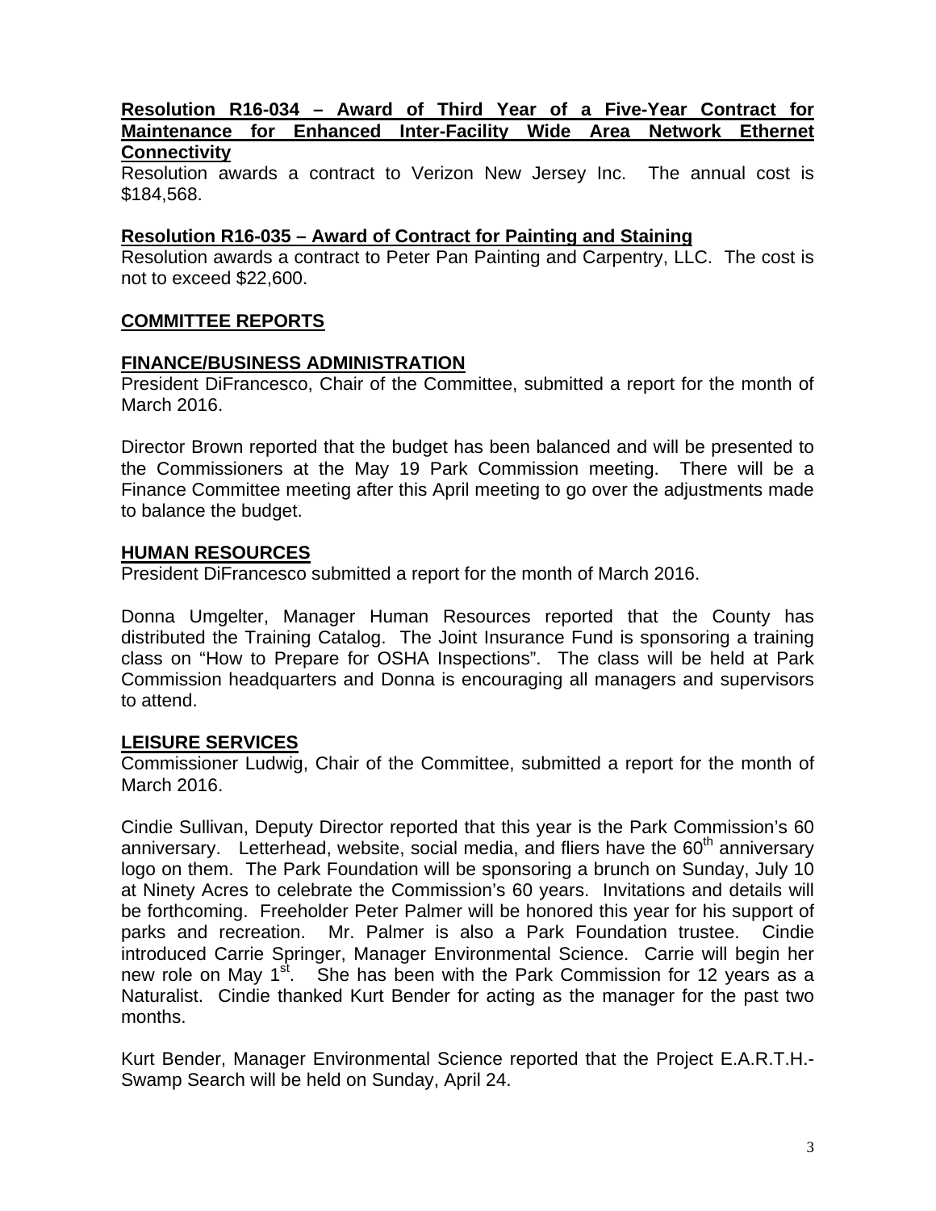**Resolution R16-034 – Award of Third Year of a Five-Year Contract for Maintenance for Enhanced Inter-Facility Wide Area Network Ethernet Connectivity**

Resolution awards a contract to Verizon New Jersey Inc. The annual cost is $184,568.

**Resolution R16-035 – Award of Contract for Painting and Staining**

Resolution awards a contract to Peter Pan Painting and Carpentry, LLC. The cost is not to exceed $22,600.

**COMMITTEE REPORTS**

**FINANCE/BUSINESS ADMINISTRATION**

President DiFrancesco, Chair of the Committee, submitted a report for the month of March 2016.

Director Brown reported that the budget has been balanced and will be presented to the Commissioners at the May 19 Park Commission meeting. There will be a Finance Committee meeting after this April meeting to go over the adjustments made to balance the budget.

**HUMAN RESOURCES**

President DiFrancesco submitted a report for the month of March 2016.

Donna Umgelter, Manager Human Resources reported that the County has distributed the Training Catalog. The Joint Insurance Fund is sponsoring a training class on "How to Prepare for OSHA Inspections". The class will be held at Park Commission headquarters and Donna is encouraging all managers and supervisors to attend.

**LEISURE SERVICES**

Commissioner Ludwig, Chair of the Committee, submitted a report for the month of March 2016.

Cindie Sullivan, Deputy Director reported that this year is the Park Commission's 60 anniversary. Letterhead, website, social media, and fliers have the 60th anniversary logo on them. The Park Foundation will be sponsoring a brunch on Sunday, July 10 at Ninety Acres to celebrate the Commission's 60 years. Invitations and details will be forthcoming. Freeholder Peter Palmer will be honored this year for his support of parks and recreation. Mr. Palmer is also a Park Foundation trustee. Cindie introduced Carrie Springer, Manager Environmental Science. Carrie will begin her new role on May 1st. She has been with the Park Commission for 12 years as a Naturalist. Cindie thanked Kurt Bender for acting as the manager for the past two months.

Kurt Bender, Manager Environmental Science reported that the Project E.A.R.T.H.-Swamp Search will be held on Sunday, April 24.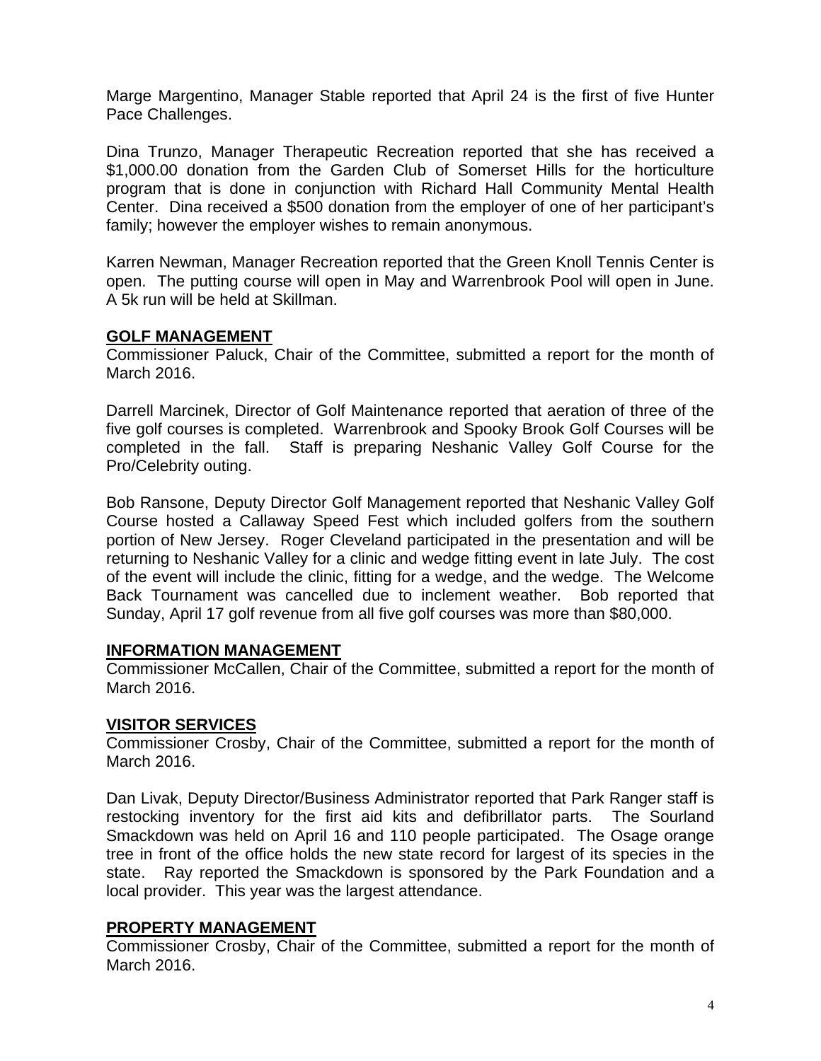Marge Margentino, Manager Stable reported that April 24 is the first of five Hunter Pace Challenges.

Dina Trunzo, Manager Therapeutic Recreation reported that she has received a $1,000.00 donation from the Garden Club of Somerset Hills for the horticulture program that is done in conjunction with Richard Hall Community Mental Health Center. Dina received a $500 donation from the employer of one of her participant's family; however the employer wishes to remain anonymous.

Karren Newman, Manager Recreation reported that the Green Knoll Tennis Center is open. The putting course will open in May and Warrenbrook Pool will open in June. A 5k run will be held at Skillman.

**GOLF MANAGEMENT**

Commissioner Paluck, Chair of the Committee, submitted a report for the month of March 2016.

Darrell Marcinek, Director of Golf Maintenance reported that aeration of three of the five golf courses is completed. Warrenbrook and Spooky Brook Golf Courses will be completed in the fall. Staff is preparing Neshanic Valley Golf Course for the Pro/Celebrity outing.

Bob Ransone, Deputy Director Golf Management reported that Neshanic Valley Golf Course hosted a Callaway Speed Fest which included golfers from the southern portion of New Jersey. Roger Cleveland participated in the presentation and will be returning to Neshanic Valley for a clinic and wedge fitting event in late July. The cost of the event will include the clinic, fitting for a wedge, and the wedge. The Welcome Back Tournament was cancelled due to inclement weather. Bob reported that Sunday, April 17 golf revenue from all five golf courses was more than $80,000.

**INFORMATION MANAGEMENT**

Commissioner McCallen, Chair of the Committee, submitted a report for the month of March 2016.

**VISITOR SERVICES**

Commissioner Crosby, Chair of the Committee, submitted a report for the month of March 2016.

Dan Livak, Deputy Director/Business Administrator reported that Park Ranger staff is restocking inventory for the first aid kits and defibrillator parts. The Sourland Smackdown was held on April 16 and 110 people participated. The Osage orange tree in front of the office holds the new state record for largest of its species in the state. Ray reported the Smackdown is sponsored by the Park Foundation and a local provider. This year was the largest attendance.

**PROPERTY MANAGEMENT**

Commissioner Crosby, Chair of the Committee, submitted a report for the month of March 2016.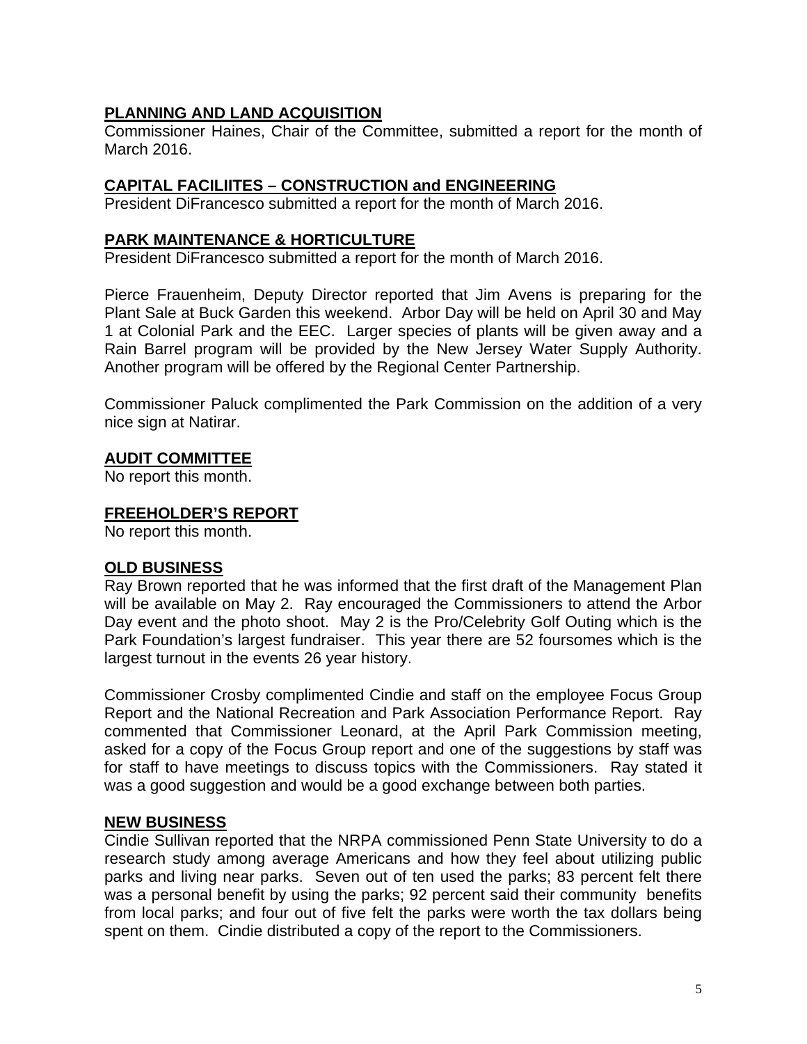## PLANNING AND LAND ACQUISITION

Commissioner Haines, Chair of the Committee, submitted a report for the month of March 2016.

## CAPITAL FACILIITES – CONSTRUCTION and ENGINEERING

President DiFrancesco submitted a report for the month of March 2016.

## PARK MAINTENANCE & HORTICULTURE

President DiFrancesco submitted a report for the month of March 2016.

Pierce Frauenheim, Deputy Director reported that Jim Avens is preparing for the Plant Sale at Buck Garden this weekend. Arbor Day will be held on April 30 and May 1 at Colonial Park and the EEC. Larger species of plants will be given away and a Rain Barrel program will be provided by the New Jersey Water Supply Authority. Another program will be offered by the Regional Center Partnership.

Commissioner Paluck complimented the Park Commission on the addition of a very nice sign at Natirar.

## AUDIT COMMITTEE

No report this month.

## FREEHOLDER'S REPORT

No report this month.

## OLD BUSINESS

Ray Brown reported that he was informed that the first draft of the Management Plan will be available on May 2. Ray encouraged the Commissioners to attend the Arbor Day event and the photo shoot. May 2 is the Pro/Celebrity Golf Outing which is the Park Foundation's largest fundraiser. This year there are 52 foursomes which is the largest turnout in the events 26 year history.

Commissioner Crosby complimented Cindie and staff on the employee Focus Group Report and the National Recreation and Park Association Performance Report. Ray commented that Commissioner Leonard, at the April Park Commission meeting, asked for a copy of the Focus Group report and one of the suggestions by staff was for staff to have meetings to discuss topics with the Commissioners. Ray stated it was a good suggestion and would be a good exchange between both parties.

## NEW BUSINESS

Cindie Sullivan reported that the NRPA commissioned Penn State University to do a research study among average Americans and how they feel about utilizing public parks and living near parks. Seven out of ten used the parks; 83 percent felt there was a personal benefit by using the parks; 92 percent said their community benefits from local parks; and four out of five felt the parks were worth the tax dollars being spent on them. Cindie distributed a copy of the report to the Commissioners.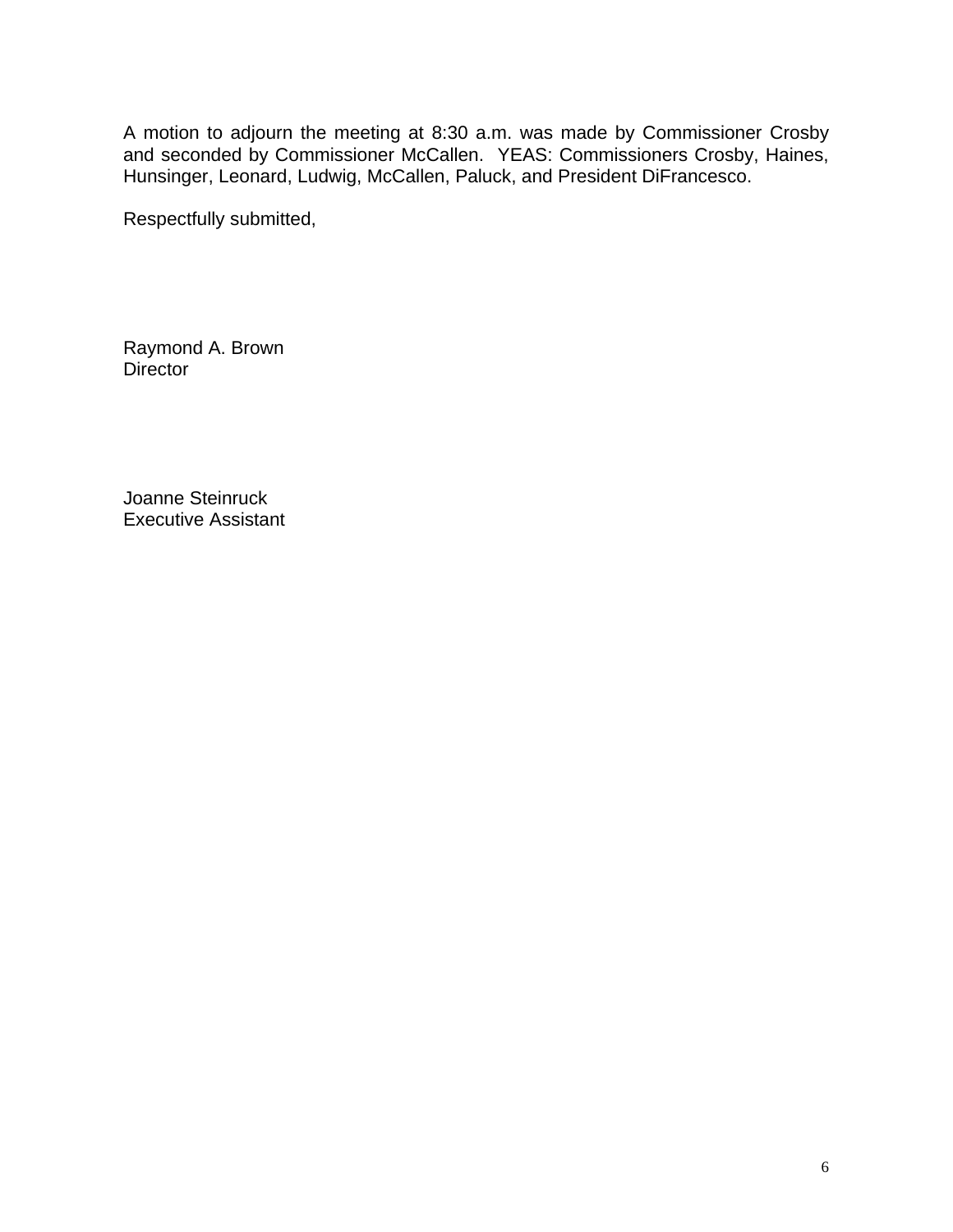A motion to adjourn the meeting at 8:30 a.m. was made by Commissioner Crosby and seconded by Commissioner McCallen. YEAS: Commissioners Crosby, Haines, Hunsinger, Leonard, Ludwig, McCallen, Paluck, and President DiFrancesco.

Respectfully submitted,

Raymond A. Brown
Director

Joanne Steinruck
Executive Assistant